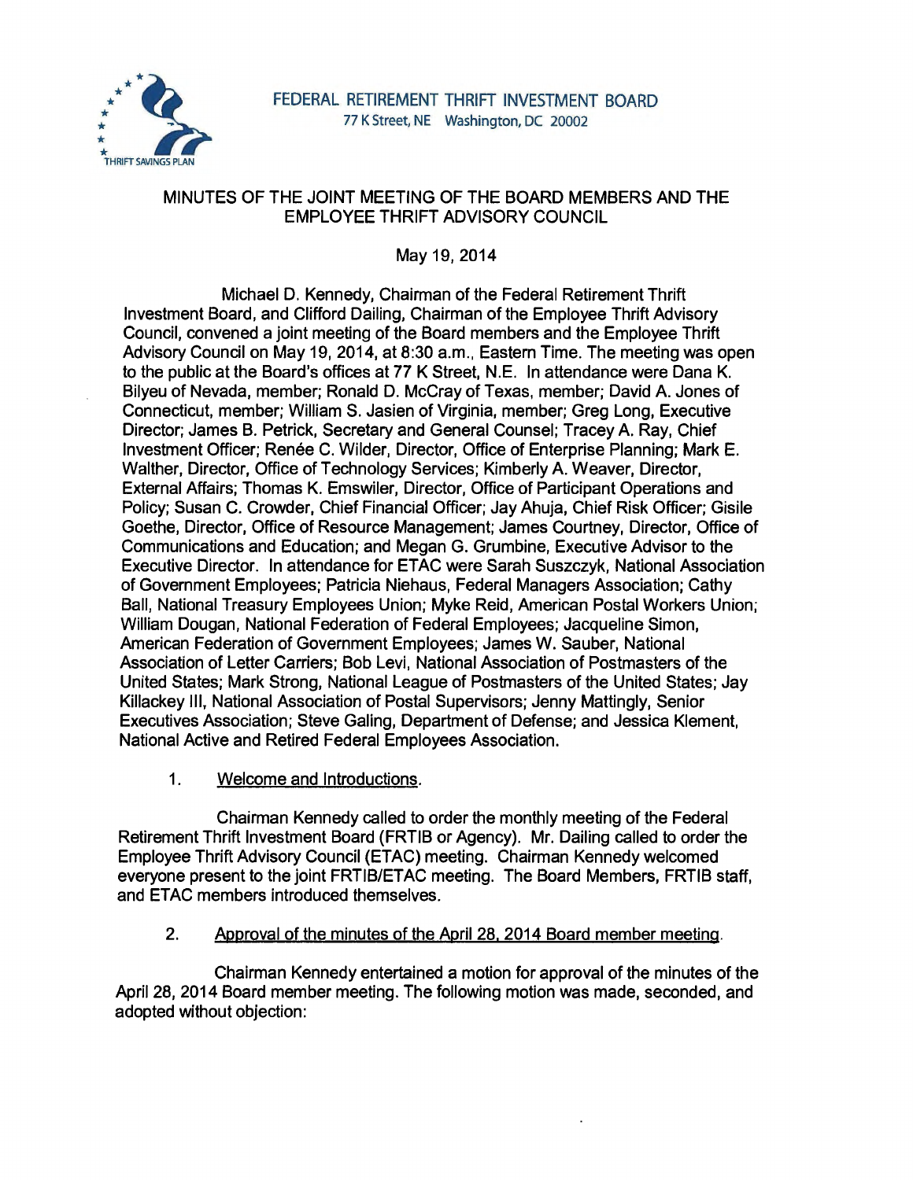FEDERAL RETIREMENT THRIFT INVESTMENT BOARD
77 K Street, NE Washington, DC 20002

# MINUTES OF THE JOINT MEETING OF THE BOARD MEMBERS AND THE EMPLOYEE THRIFT ADVISORY COUNCIL

May 19, 2014

Michael D. Kennedy, Chairman of the Federal Retirement Thrift Investment Board, and Clifford Dailing, Chairman of the Employee Thrift Advisory Council, convened a joint meeting of the Board members and the Employee Thrift Advisory Council on May 19, 2014, at 8:30 a.m., Eastern Time. The meeting was open to the public at the Board's offices at 77 K Street, N.E. In attendance were Dana K. Bilyeu of Nevada, member; Ronald D. McCray of Texas, member; David A. Jones of Connecticut, member; William S. Jasien of Virginia, member; Greg Long, Executive Director; James B. Petrick, Secretary and General Counsel; Tracey A. Ray, Chief Investment Officer; Renée C. Wilder, Director, Office of Enterprise Planning; Mark E. Walther, Director, Office of Technology Services; Kimberly A. Weaver, Director, External Affairs; Thomas K. Emswiler, Director, Office of Participant Operations and Policy; Susan C. Crowder, Chief Financial Officer; Jay Ahuja, Chief Risk Officer; Gisile Goethe, Director, Office of Resource Management; James Courtney, Director, Office of Communications and Education; and Megan G. Grumbine, Executive Advisor to the Executive Director. In attendance for ETAC were Sarah Suszczyk, National Association of Government Employees; Patricia Niehaus, Federal Managers Association; Cathy Ball, National Treasury Employees Union; Myke Reid, American Postal Workers Union; William Dougan, National Federation of Federal Employees; Jacqueline Simon, American Federation of Government Employees; James W. Sauber, National Association of Letter Carriers; Bob Levi, National Association of Postmasters of the United States; Mark Strong, National League of Postmasters of the United States; Jay Killackey III, National Association of Postal Supervisors; Jenny Mattingly, Senior Executives Association; Steve Galing, Department of Defense; and Jessica Klement, National Active and Retired Federal Employees Association.

1. Welcome and Introductions.

Chairman Kennedy called to order the monthly meeting of the Federal Retirement Thrift Investment Board (FRTIB or Agency). Mr. Dailing called to order the Employee Thrift Advisory Council (ETAC) meeting. Chairman Kennedy welcomed everyone present to the joint FRTIB/ETAC meeting. The Board Members, FRTIB staff, and ETAC members introduced themselves.

2. Approval of the minutes of the April 28, 2014 Board member meeting.

Chairman Kennedy entertained a motion for approval of the minutes of the April 28, 2014 Board member meeting. The following motion was made, seconded, and adopted without objection: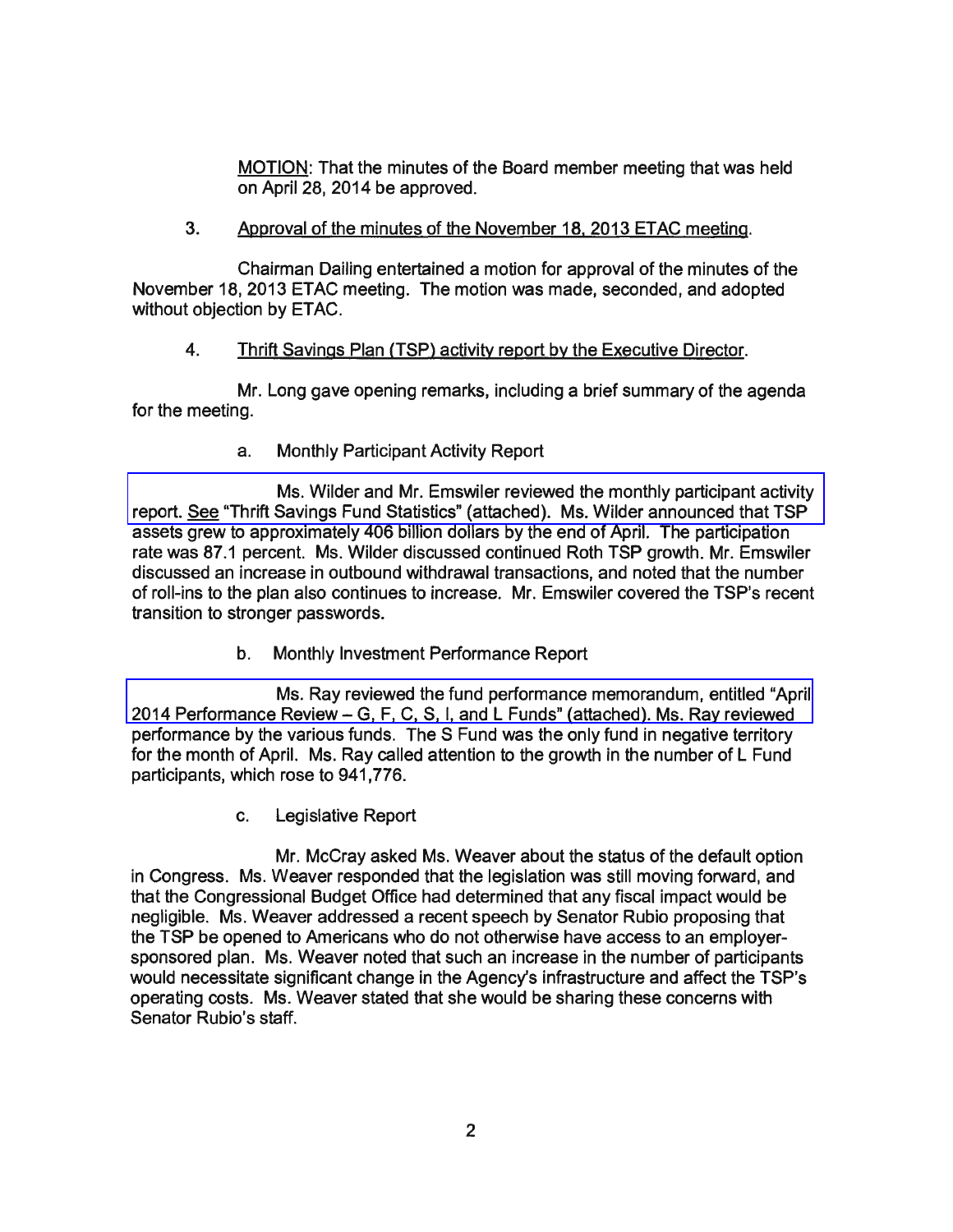<u>MOTION</u>: That the minutes of the Board member meeting that was held on April 28, 2014 be approved.

3. <u>Approval of the minutes of the November 18, 2013 ETAC meeting</u>.

Chairman Dailing entertained a motion for approval of the minutes of the November 18, 2013 ETAC meeting. The motion was made, seconded, and adopted without objection by ETAC.

4. <u>Thrift Savings Plan (TSP) activity report by the Executive Director</u>.

Mr. Long gave opening remarks, including a brief summary of the agenda for the meeting.

a. Monthly Participant Activity Report

Ms. Wilder and Mr. Emswiler reviewed the monthly participant activity report. <u>See</u> "Thrift Savings Fund Statistics" (attached). Ms. Wilder announced that TSP assets grew to approximately 406 billion dollars by the end of April. The participation rate was 87.1 percent. Ms. Wilder discussed continued Roth TSP growth. Mr. Emswiler discussed an increase in outbound withdrawal transactions, and noted that the number of roll-ins to the plan also continues to increase. Mr. Emswiler covered the TSP's recent transition to stronger passwords.

b. Monthly Investment Performance Report

Ms. Ray reviewed the fund performance memorandum, entitled "April 2014 Performance Review – G, F, C, S, I, and L Funds" (attached). Ms. Ray reviewed performance by the various funds. The S Fund was the only fund in negative territory for the month of April. Ms. Ray called attention to the growth in the number of L Fund participants, which rose to 941,776.

c. Legislative Report

Mr. McCray asked Ms. Weaver about the status of the default option in Congress. Ms. Weaver responded that the legislation was still moving forward, and that the Congressional Budget Office had determined that any fiscal impact would be negligible. Ms. Weaver addressed a recent speech by Senator Rubio proposing that the TSP be opened to Americans who do not otherwise have access to an employer-sponsored plan. Ms. Weaver noted that such an increase in the number of participants would necessitate significant change in the Agency's infrastructure and affect the TSP's operating costs. Ms. Weaver stated that she would be sharing these concerns with Senator Rubio's staff.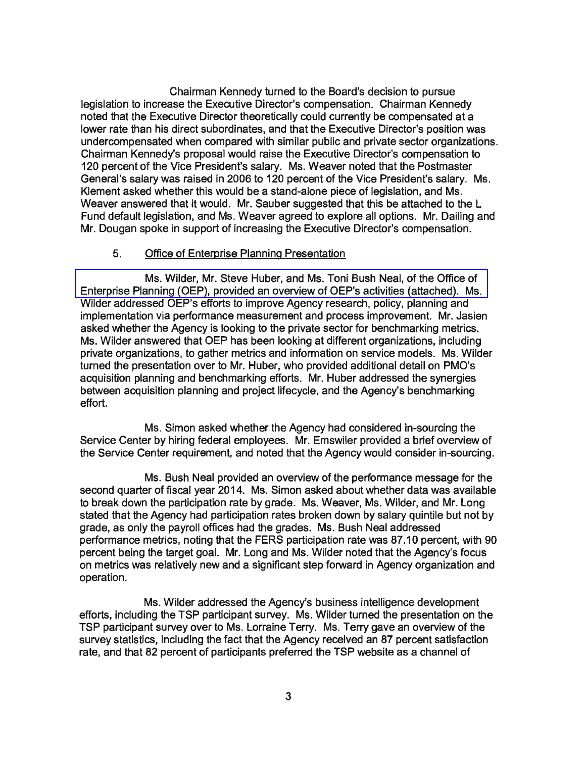Chairman Kennedy turned to the Board's decision to pursue legislation to increase the Executive Director's compensation. Chairman Kennedy noted that the Executive Director theoretically could currently be compensated at a lower rate than his direct subordinates, and that the Executive Director's position was undercompensated when compared with similar public and private sector organizations. Chairman Kennedy's proposal would raise the Executive Director's compensation to 120 percent of the Vice President's salary. Ms. Weaver noted that the Postmaster General's salary was raised in 2006 to 120 percent of the Vice President's salary. Ms. Klement asked whether this would be a stand-alone piece of legislation, and Ms. Weaver answered that it would. Mr. Sauber suggested that this be attached to the L Fund default legislation, and Ms. Weaver agreed to explore all options. Mr. Dailing and Mr. Dougan spoke in support of increasing the Executive Director's compensation.

5. Office of Enterprise Planning Presentation

Ms. Wilder, Mr. Steve Huber, and Ms. Toni Bush Neal, of the Office of Enterprise Planning (OEP), provided an overview of OEP's activities (attached). Ms. Wilder addressed OEP's efforts to improve Agency research, policy, planning and implementation via performance measurement and process improvement. Mr. Jasien asked whether the Agency is looking to the private sector for benchmarking metrics. Ms. Wilder answered that OEP has been looking at different organizations, including private organizations, to gather metrics and information on service models. Ms. Wilder turned the presentation over to Mr. Huber, who provided additional detail on PMO's acquisition planning and benchmarking efforts. Mr. Huber addressed the synergies between acquisition planning and project lifecycle, and the Agency's benchmarking effort.

Ms. Simon asked whether the Agency had considered in-sourcing the Service Center by hiring federal employees. Mr. Emswiler provided a brief overview of the Service Center requirement, and noted that the Agency would consider in-sourcing.

Ms. Bush Neal provided an overview of the performance message for the second quarter of fiscal year 2014. Ms. Simon asked about whether data was available to break down the participation rate by grade. Ms. Weaver, Ms. Wilder, and Mr. Long stated that the Agency had participation rates broken down by salary quintile but not by grade, as only the payroll offices had the grades. Ms. Bush Neal addressed performance metrics, noting that the FERS participation rate was 87.10 percent, with 90 percent being the target goal. Mr. Long and Ms. Wilder noted that the Agency's focus on metrics was relatively new and a significant step forward in Agency organization and operation.

Ms. Wilder addressed the Agency's business intelligence development efforts, including the TSP participant survey. Ms. Wilder turned the presentation on the TSP participant survey over to Ms. Lorraine Terry. Ms. Terry gave an overview of the survey statistics, including the fact that the Agency received an 87 percent satisfaction rate, and that 82 percent of participants preferred the TSP website as a channel of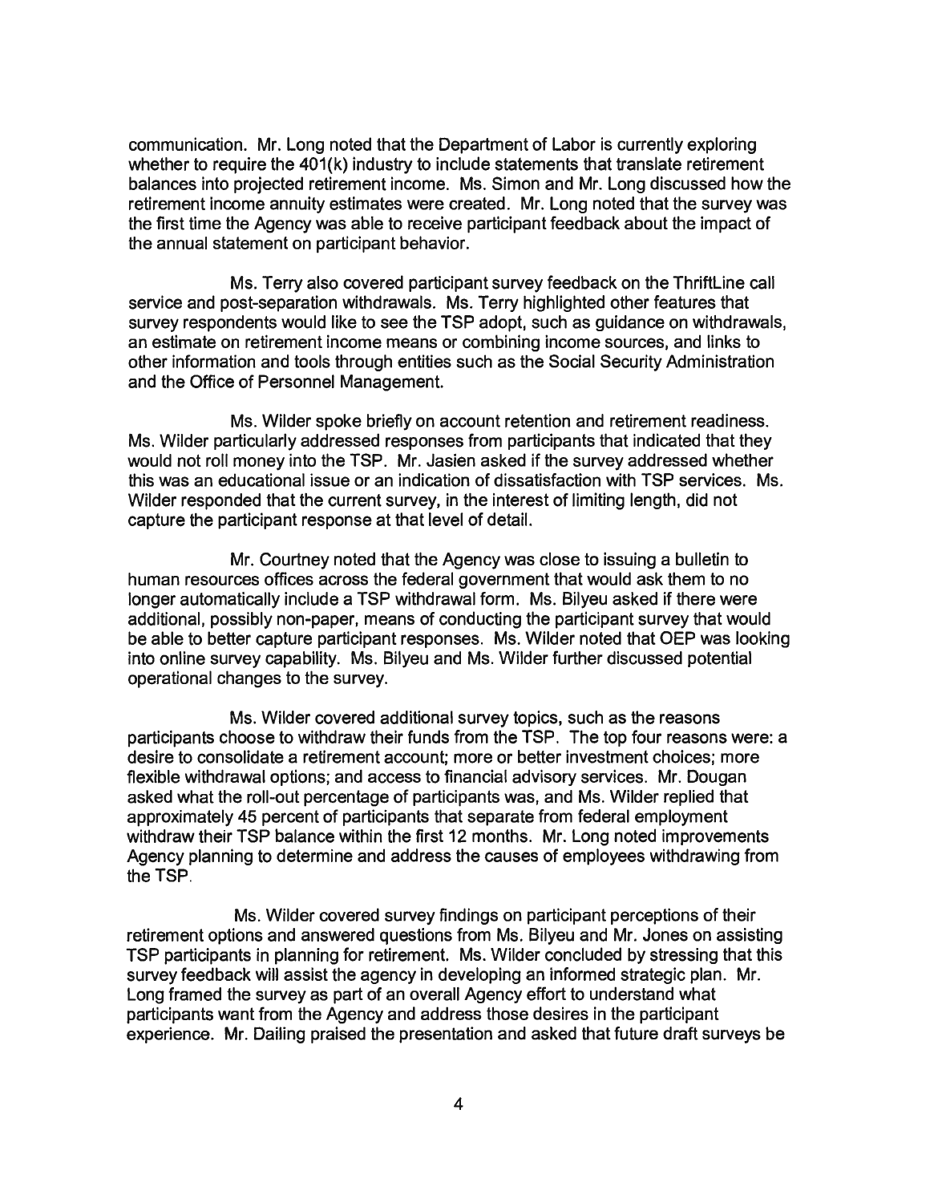communication. Mr. Long noted that the Department of Labor is currently exploring whether to require the 401(k) industry to include statements that translate retirement balances into projected retirement income. Ms. Simon and Mr. Long discussed how the retirement income annuity estimates were created. Mr. Long noted that the survey was the first time the Agency was able to receive participant feedback about the impact of the annual statement on participant behavior.

Ms. Terry also covered participant survey feedback on the ThriftLine call service and post-separation withdrawals. Ms. Terry highlighted other features that survey respondents would like to see the TSP adopt, such as guidance on withdrawals, an estimate on retirement income means or combining income sources, and links to other information and tools through entities such as the Social Security Administration and the Office of Personnel Management.

Ms. Wilder spoke briefly on account retention and retirement readiness. Ms. Wilder particularly addressed responses from participants that indicated that they would not roll money into the TSP. Mr. Jasien asked if the survey addressed whether this was an educational issue or an indication of dissatisfaction with TSP services. Ms. Wilder responded that the current survey, in the interest of limiting length, did not capture the participant response at that level of detail.

Mr. Courtney noted that the Agency was close to issuing a bulletin to human resources offices across the federal government that would ask them to no longer automatically include a TSP withdrawal form. Ms. Bilyeu asked if there were additional, possibly non-paper, means of conducting the participant survey that would be able to better capture participant responses. Ms. Wilder noted that OEP was looking into online survey capability. Ms. Bilyeu and Ms. Wilder further discussed potential operational changes to the survey.

Ms. Wilder covered additional survey topics, such as the reasons participants choose to withdraw their funds from the TSP. The top four reasons were: a desire to consolidate a retirement account; more or better investment choices; more flexible withdrawal options; and access to financial advisory services. Mr. Dougan asked what the roll-out percentage of participants was, and Ms. Wilder replied that approximately 45 percent of participants that separate from federal employment withdraw their TSP balance within the first 12 months. Mr. Long noted improvements Agency planning to determine and address the causes of employees withdrawing from the TSP.

Ms. Wilder covered survey findings on participant perceptions of their retirement options and answered questions from Ms. Bilyeu and Mr. Jones on assisting TSP participants in planning for retirement. Ms. Wilder concluded by stressing that this survey feedback will assist the agency in developing an informed strategic plan. Mr. Long framed the survey as part of an overall Agency effort to understand what participants want from the Agency and address those desires in the participant experience. Mr. Dailing praised the presentation and asked that future draft surveys be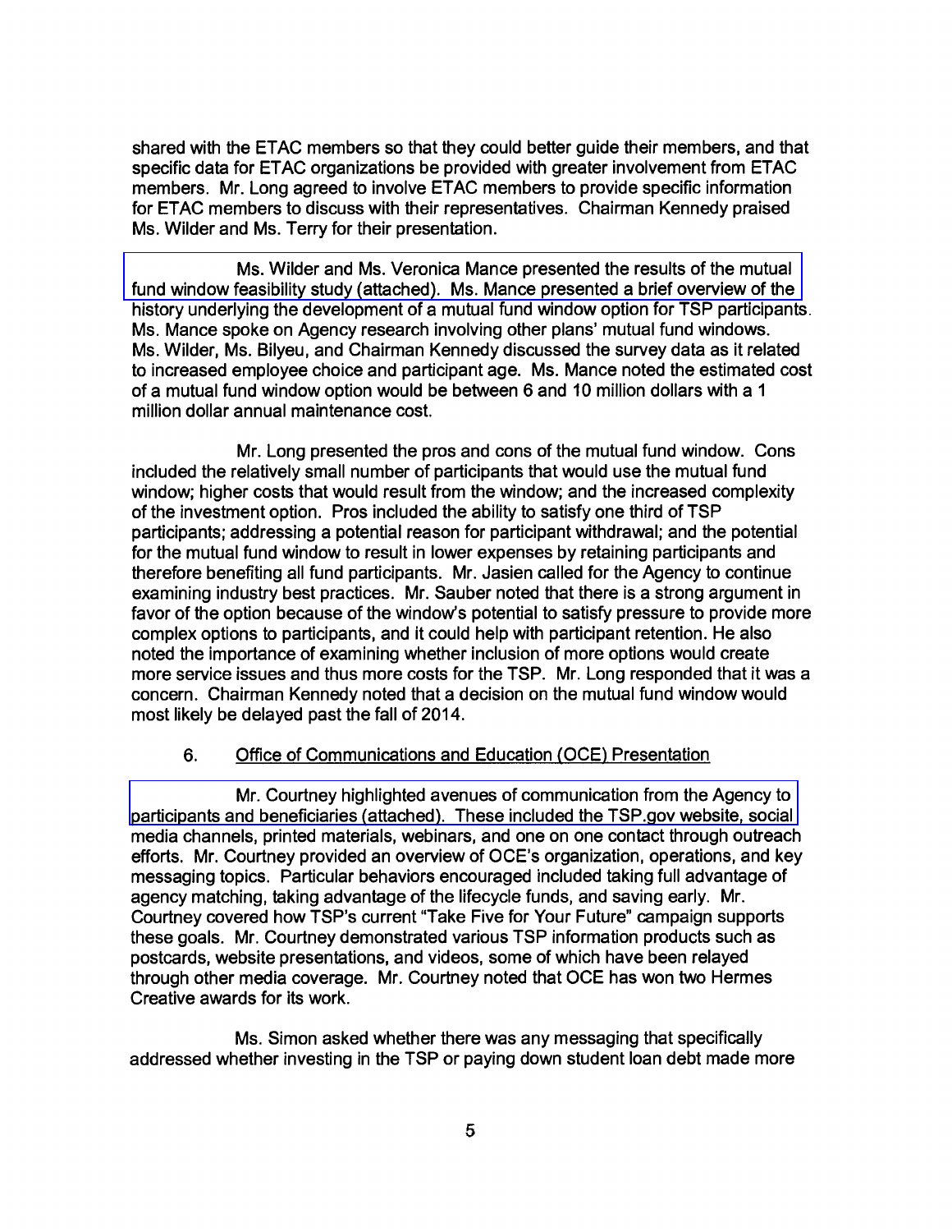shared with the ETAC members so that they could better guide their members, and that specific data for ETAC organizations be provided with greater involvement from ETAC members. Mr. Long agreed to involve ETAC members to provide specific information for ETAC members to discuss with their representatives. Chairman Kennedy praised Ms. Wilder and Ms. Terry for their presentation.

Ms. Wilder and Ms. Veronica Mance presented the results of the mutual fund window feasibility study (attached). Ms. Mance presented a brief overview of the history underlying the development of a mutual fund window option for TSP participants. Ms. Mance spoke on Agency research involving other plans' mutual fund windows. Ms. Wilder, Ms. Bilyeu, and Chairman Kennedy discussed the survey data as it related to increased employee choice and participant age. Ms. Mance noted the estimated cost of a mutual fund window option would be between 6 and 10 million dollars with a 1 million dollar annual maintenance cost.

Mr. Long presented the pros and cons of the mutual fund window. Cons included the relatively small number of participants that would use the mutual fund window; higher costs that would result from the window; and the increased complexity of the investment option. Pros included the ability to satisfy one third of TSP participants; addressing a potential reason for participant withdrawal; and the potential for the mutual fund window to result in lower expenses by retaining participants and therefore benefiting all fund participants. Mr. Jasien called for the Agency to continue examining industry best practices. Mr. Sauber noted that there is a strong argument in favor of the option because of the window's potential to satisfy pressure to provide more complex options to participants, and it could help with participant retention. He also noted the importance of examining whether inclusion of more options would create more service issues and thus more costs for the TSP. Mr. Long responded that it was a concern. Chairman Kennedy noted that a decision on the mutual fund window would most likely be delayed past the fall of 2014.

6. Office of Communications and Education (OCE) Presentation

Mr. Courtney highlighted avenues of communication from the Agency to participants and beneficiaries (attached). These included the TSP.gov website, social media channels, printed materials, webinars, and one on one contact through outreach efforts. Mr. Courtney provided an overview of OCE's organization, operations, and key messaging topics. Particular behaviors encouraged included taking full advantage of agency matching, taking advantage of the lifecycle funds, and saving early. Mr. Courtney covered how TSP's current "Take Five for Your Future" campaign supports these goals. Mr. Courtney demonstrated various TSP information products such as postcards, website presentations, and videos, some of which have been relayed through other media coverage. Mr. Courtney noted that OCE has won two Hermes Creative awards for its work.

Ms. Simon asked whether there was any messaging that specifically addressed whether investing in the TSP or paying down student loan debt made more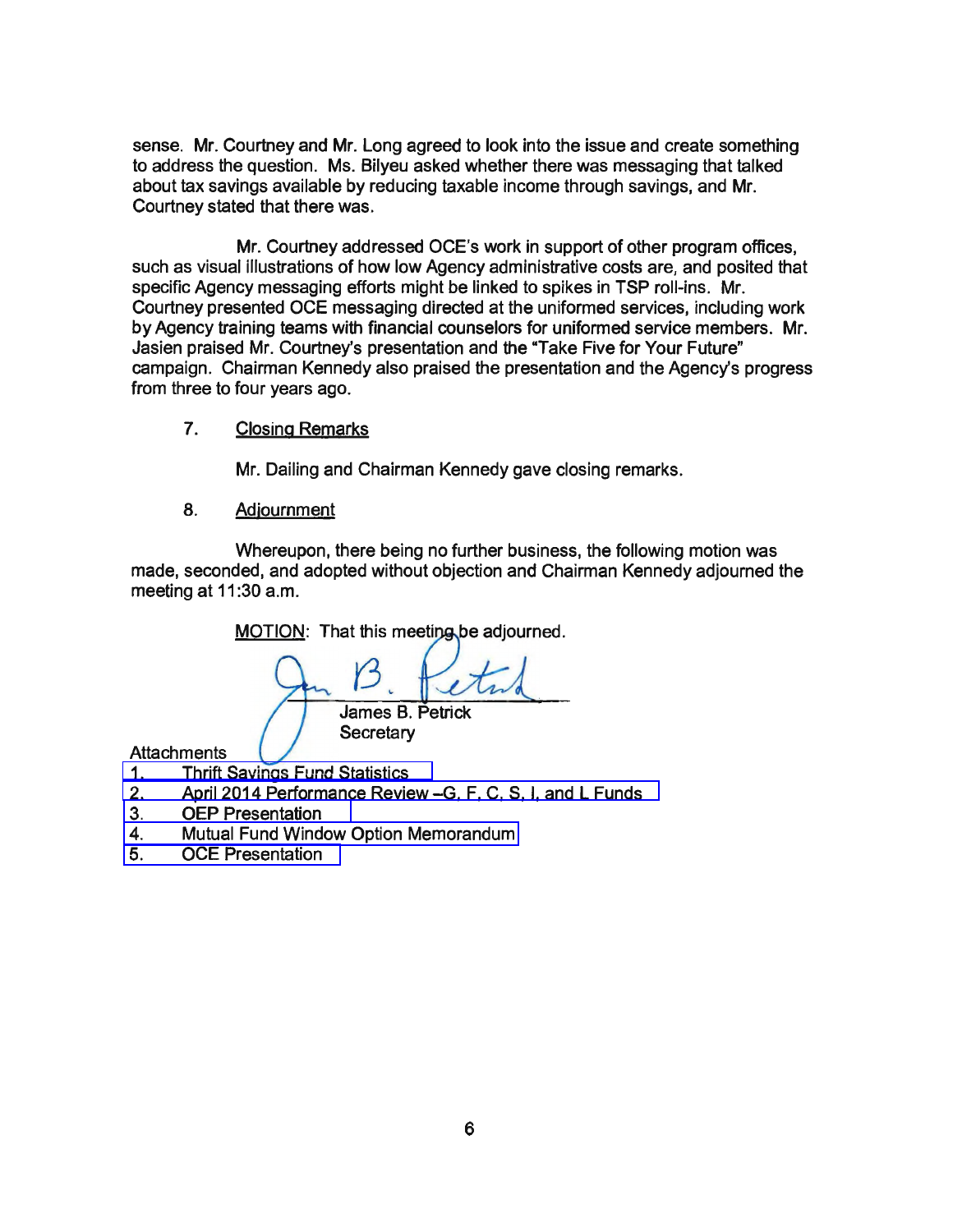sense. Mr. Courtney and Mr. Long agreed to look into the issue and create something to address the question. Ms. Bilyeu asked whether there was messaging that talked about tax savings available by reducing taxable income through savings, and Mr. Courtney stated that there was.

Mr. Courtney addressed OCE's work in support of other program offices, such as visual illustrations of how low Agency administrative costs are, and posited that specific Agency messaging efforts might be linked to spikes in TSP roll-ins. Mr. Courtney presented OCE messaging directed at the uniformed services, including work by Agency training teams with financial counselors for uniformed service members. Mr. Jasien praised Mr. Courtney's presentation and the "Take Five for Your Future" campaign. Chairman Kennedy also praised the presentation and the Agency's progress from three to four years ago.

7. Closing Remarks

Mr. Dailing and Chairman Kennedy gave closing remarks.

8. Adjournment

Whereupon, there being no further business, the following motion was made, seconded, and adopted without objection and Chairman Kennedy adjourned the meeting at 11:30 a.m.

MOTION: That this meeting be adjourned.

James B. Petrick
Secretary

Attachments
1. Thrift Savings Fund Statistics
2. April 2014 Performance Review –G, F, C, S, I, and L Funds
3. OEP Presentation
4. Mutual Fund Window Option Memorandum
5. OCE Presentation